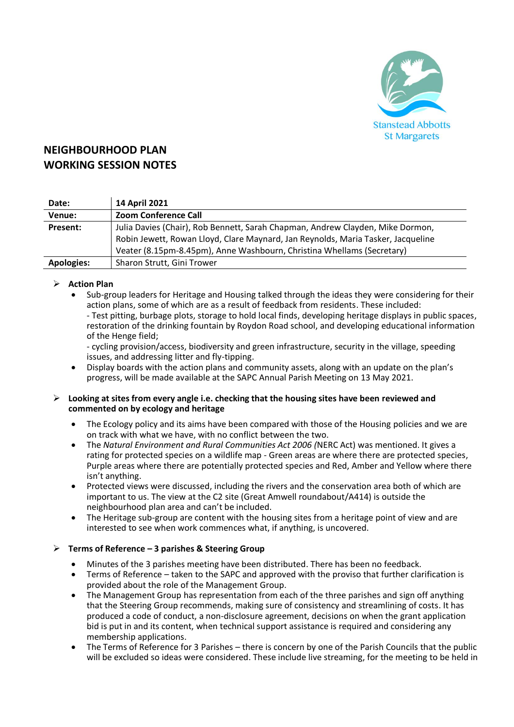Stanstead Abbotts
St Margarets

# NEIGHBOURHOOD PLAN
# WORKING SESSION NOTES

| **Date:** | **14 April 2021** |
|---|---|
| **Venue:** | **Zoom Conference Call** |
| **Present:** | Julia Davies (Chair), Rob Bennett, Sarah Chapman, Andrew Clayden, Mike Dormon, Robin Jewett, Rowan Lloyd, Clare Maynard, Jan Reynolds, Maria Tasker, Jacqueline Veater (8.15pm-8.45pm), Anne Washbourn, Christina Whellams (Secretary) |
| **Apologies:** | Sharon Strutt, Gini Trower |

- **Action Plan**
  - Sub-group leaders for Heritage and Housing talked through the ideas they were considering for their action plans, some of which are as a result of feedback from residents. These included:
    - Test pitting, burbage plots, storage to hold local finds, developing heritage displays in public spaces, restoration of the drinking fountain by Roydon Road school, and developing educational information of the Henge field;
    - cycling provision/access, biodiversity and green infrastructure, security in the village, speeding issues, and addressing litter and fly-tipping.
  - Display boards with the action plans and community assets, along with an update on the plan's progress, will be made available at the SAPC Annual Parish Meeting on 13 May 2021.

- **Looking at sites from every angle i.e. checking that the housing sites have been reviewed and commented on by ecology and heritage**
  - The Ecology policy and its aims have been compared with those of the Housing policies and we are on track with what we have, with no conflict between the two.
  - The *Natural Environment and Rural Communities Act 2006 (*NERC Act) was mentioned. It gives a rating for protected species on a wildlife map - Green areas are where there are protected species, Purple areas where there are potentially protected species and Red, Amber and Yellow where there isn't anything.
  - Protected views were discussed, including the rivers and the conservation area both of which are important to us. The view at the C2 site (Great Amwell roundabout/A414) is outside the neighbourhood plan area and can't be included.
  - The Heritage sub-group are content with the housing sites from a heritage point of view and are interested to see when work commences what, if anything, is uncovered.

- **Terms of Reference – 3 parishes & Steering Group**
  - Minutes of the 3 parishes meeting have been distributed. There has been no feedback.
  - Terms of Reference – taken to the SAPC and approved with the proviso that further clarification is provided about the role of the Management Group.
  - The Management Group has representation from each of the three parishes and sign off anything that the Steering Group recommends, making sure of consistency and streamlining of costs. It has produced a code of conduct, a non-disclosure agreement, decisions on when the grant application bid is put in and its content, when technical support assistance is required and considering any membership applications.
  - The Terms of Reference for 3 Parishes – there is concern by one of the Parish Councils that the public will be excluded so ideas were considered. These include live streaming, for the meeting to be held in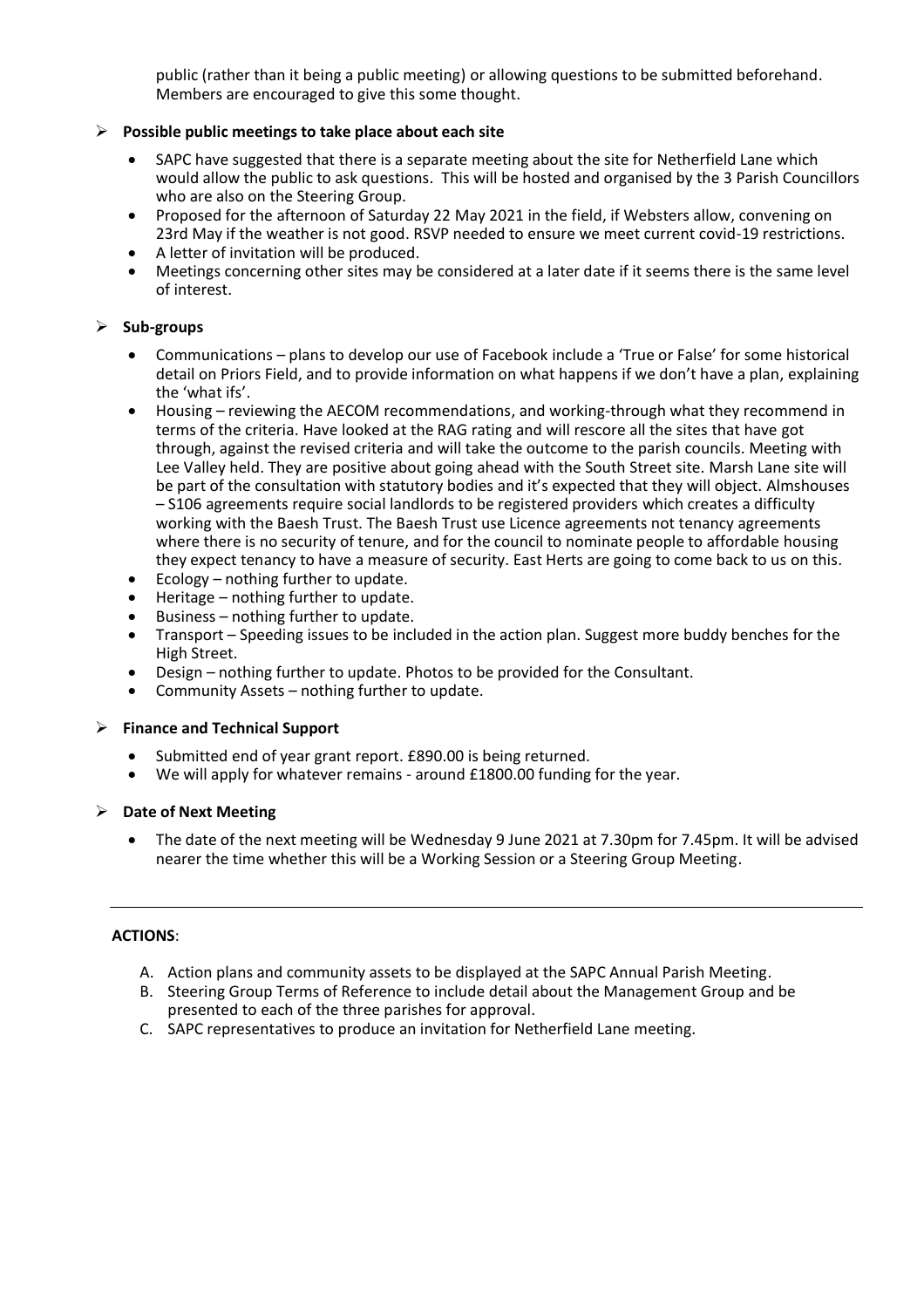public (rather than it being a public meeting) or allowing questions to be submitted beforehand. Members are encouraged to give this some thought.

- **Possible public meetings to take place about each site**
  - SAPC have suggested that there is a separate meeting about the site for Netherfield Lane which would allow the public to ask questions. This will be hosted and organised by the 3 Parish Councillors who are also on the Steering Group.
  - Proposed for the afternoon of Saturday 22 May 2021 in the field, if Websters allow, convening on 23rd May if the weather is not good. RSVP needed to ensure we meet current covid-19 restrictions.
  - A letter of invitation will be produced.
  - Meetings concerning other sites may be considered at a later date if it seems there is the same level of interest.

- **Sub-groups**
  - Communications – plans to develop our use of Facebook include a 'True or False' for some historical detail on Priors Field, and to provide information on what happens if we don't have a plan, explaining the 'what ifs'.
  - Housing – reviewing the AECOM recommendations, and working-through what they recommend in terms of the criteria. Have looked at the RAG rating and will rescore all the sites that have got through, against the revised criteria and will take the outcome to the parish councils. Meeting with Lee Valley held. They are positive about going ahead with the South Street site. Marsh Lane site will be part of the consultation with statutory bodies and it's expected that they will object. Almshouses – S106 agreements require social landlords to be registered providers which creates a difficulty working with the Baesh Trust. The Baesh Trust use Licence agreements not tenancy agreements where there is no security of tenure, and for the council to nominate people to affordable housing they expect tenancy to have a measure of security. East Herts are going to come back to us on this.
  - Ecology – nothing further to update.
  - Heritage – nothing further to update.
  - Business – nothing further to update.
  - Transport – Speeding issues to be included in the action plan. Suggest more buddy benches for the High Street.
  - Design – nothing further to update. Photos to be provided for the Consultant.
  - Community Assets – nothing further to update.

- **Finance and Technical Support**
  - Submitted end of year grant report. £890.00 is being returned.
  - We will apply for whatever remains - around £1800.00 funding for the year.

- **Date of Next Meeting**
  - The date of the next meeting will be Wednesday 9 June 2021 at 7.30pm for 7.45pm. It will be advised nearer the time whether this will be a Working Session or a Steering Group Meeting.

---

**ACTIONS**:

A. Action plans and community assets to be displayed at the SAPC Annual Parish Meeting.
B. Steering Group Terms of Reference to include detail about the Management Group and be presented to each of the three parishes for approval.
C. SAPC representatives to produce an invitation for Netherfield Lane meeting.